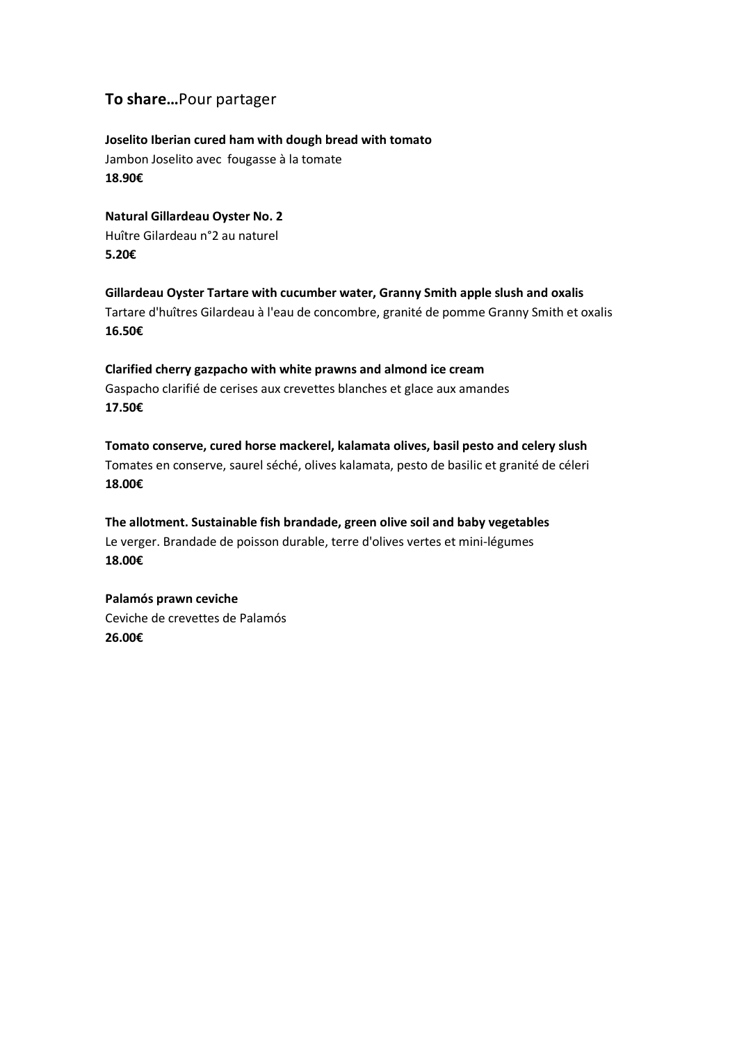## **To share…**Pour partager

**Joselito Iberian cured ham with dough bread with tomato**
Jambon Joselito avec fougasse à la tomate
**18.90€**

**Natural Gillardeau Oyster No. 2**
Huître Gilardeau n°2 au naturel
**5.20€**

**Gillardeau Oyster Tartare with cucumber water, Granny Smith apple slush and oxalis**
Tartare d'huîtres Gilardeau à l'eau de concombre, granité de pomme Granny Smith et oxalis
**16.50€**

**Clarified cherry gazpacho with white prawns and almond ice cream**
Gaspacho clarifié de cerises aux crevettes blanches et glace aux amandes
**17.50€**

**Tomato conserve, cured horse mackerel, kalamata olives, basil pesto and celery slush**
Tomates en conserve, saurel séché, olives kalamata, pesto de basilic et granité de céleri
**18.00€**

**The allotment. Sustainable fish brandade, green olive soil and baby vegetables**
Le verger. Brandade de poisson durable, terre d'olives vertes et mini-légumes
**18.00€**

**Palamós prawn ceviche**
Ceviche de crevettes de Palamós
**26.00€**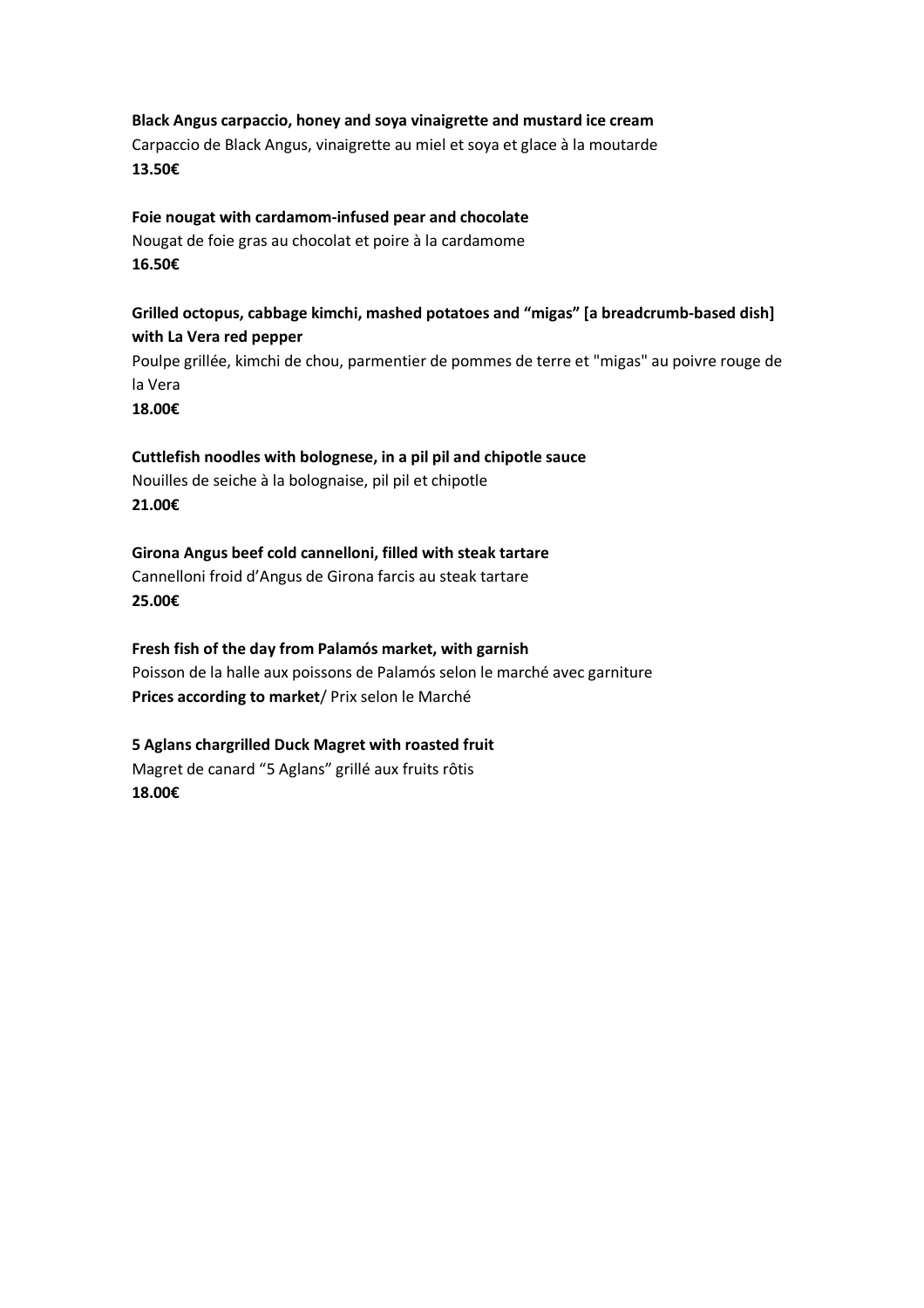**Black Angus carpaccio, honey and soya vinaigrette and mustard ice cream**
Carpaccio de Black Angus, vinaigrette au miel et soya et glace à la moutarde
**13.50€**

**Foie nougat with cardamom-infused pear and chocolate**
Nougat de foie gras au chocolat et poire à la cardamome
**16.50€**

**Grilled octopus, cabbage kimchi, mashed potatoes and "migas" [a breadcrumb-based dish] with La Vera red pepper**
Poulpe grillée, kimchi de chou, parmentier de pommes de terre et "migas" au poivre rouge de la Vera
**18.00€**

**Cuttlefish noodles with bolognese, in a pil pil and chipotle sauce**
Nouilles de seiche à la bolognaise, pil pil et chipotle
**21.00€**

**Girona Angus beef cold cannelloni, filled with steak tartare**
Cannelloni froid d'Angus de Girona farcis au steak tartare
**25.00€**

**Fresh fish of the day from Palamós market, with garnish**
Poisson de la halle aux poissons de Palamós selon le marché avec garniture
**Prices according to market**/ Prix selon le Marché

**5 Aglans chargrilled Duck Magret with roasted fruit**
Magret de canard "5 Aglans" grillé aux fruits rôtis
**18.00€**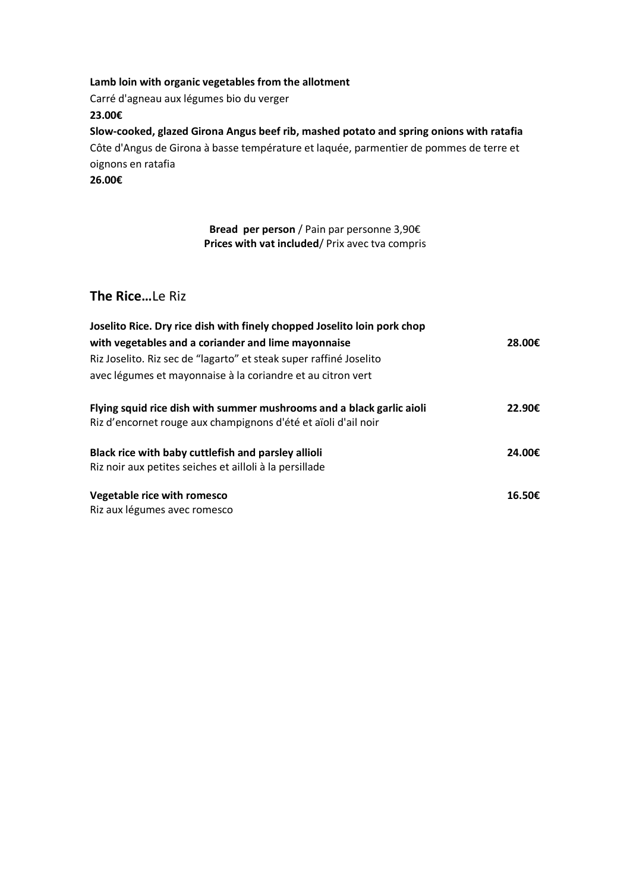**Lamb loin with organic vegetables from the allotment**
Carré d'agneau aux légumes bio du verger
**23.00€**

**Slow-cooked, glazed Girona Angus beef rib, mashed potato and spring onions with ratafia**
Côte d'Angus de Girona à basse température et laquée, parmentier de pommes de terre et oignons en ratafia
**26.00€**

**Bread per person** / Pain par personne 3,90€
**Prices with vat included**/ Prix avec tva compris

## **The Rice…**Le Riz

**Joselito Rice. Dry rice dish with finely chopped Joselito loin pork chop with vegetables and a coriander and lime mayonnaise** **28.00€**
Riz Joselito. Riz sec de "lagarto" et steak super raffiné Joselito avec légumes et mayonnaise à la coriandre et au citron vert

**Flying squid rice dish with summer mushrooms and a black garlic aioli** **22.90€**
Riz d'encornet rouge aux champignons d'été et aïoli d'ail noir

**Black rice with baby cuttlefish and parsley allioli** **24.00€**
Riz noir aux petites seiches et ailloli à la persillade

**Vegetable rice with romesco** **16.50€**
Riz aux légumes avec romesco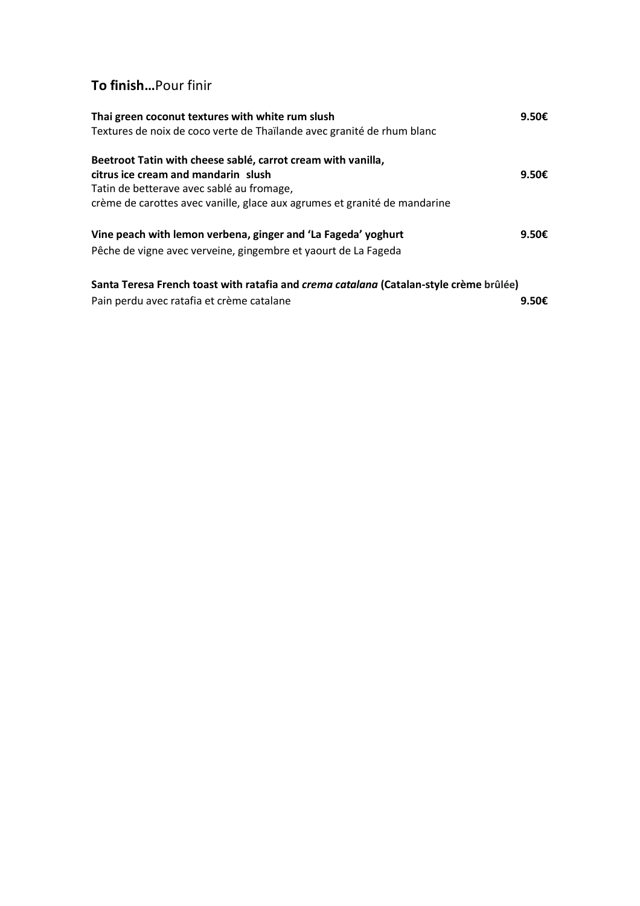## **To finish…**Pour finir

**Thai green coconut textures with white rum slush** **9.50€**
Textures de noix de coco verte de Thaïlande avec granité de rhum blanc

**Beetroot Tatin with cheese sablé, carrot cream with vanilla,**
**citrus ice cream and mandarin slush** **9.50€**
Tatin de betterave avec sablé au fromage,
crème de carottes avec vanille, glace aux agrumes et granité de mandarine

**Vine peach with lemon verbena, ginger and 'La Fageda' yoghurt** **9.50€**
Pêche de vigne avec verveine, gingembre et yaourt de La Fageda

**Santa Teresa French toast with ratafia and *crema catalana* (Catalan-style crème brûlée)**
Pain perdu avec ratafia et crème catalane **9.50€**